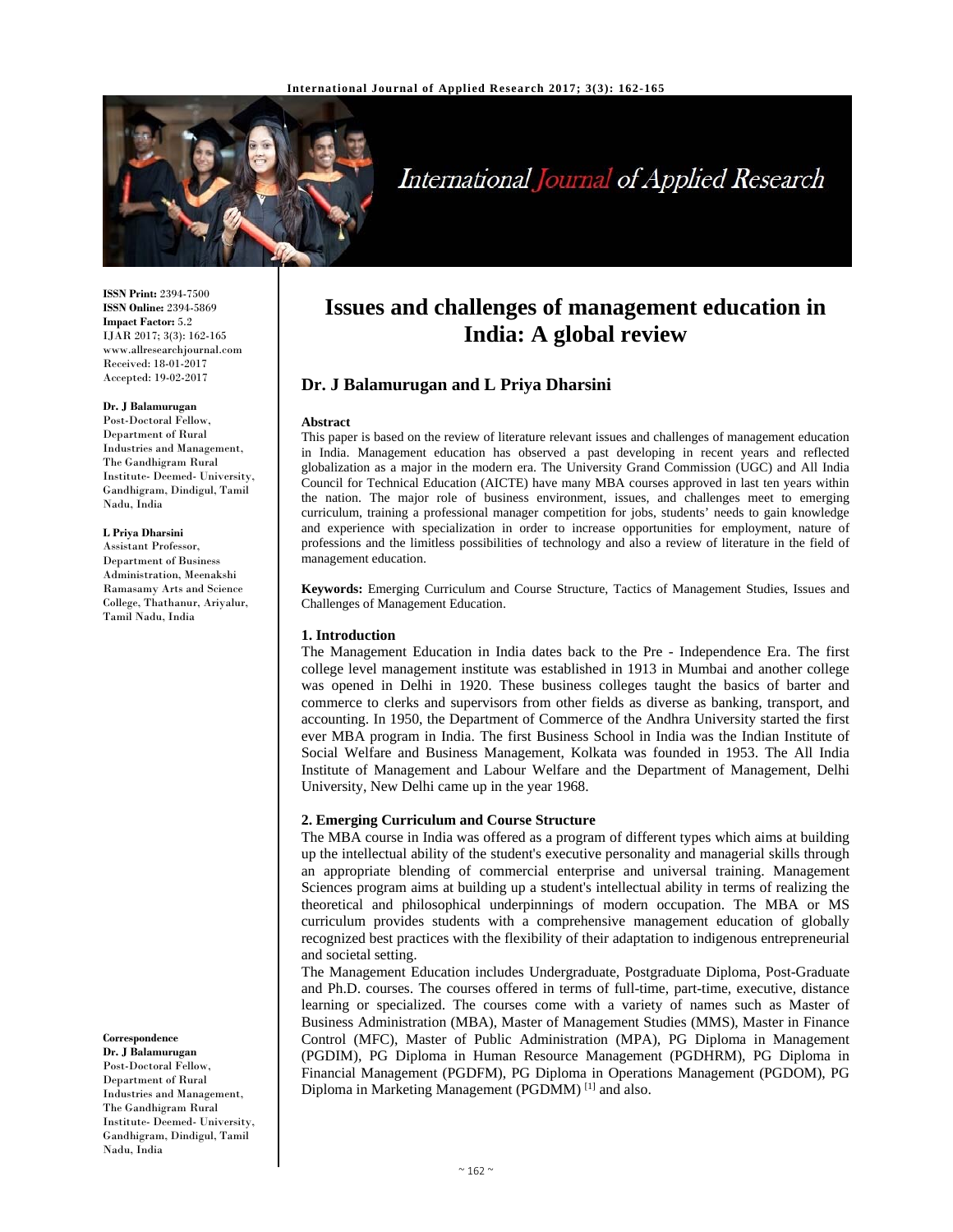# Issues and challenges of management education in India: A global review

**Dr. J Balamurugan and L Priya Dharsini**

ISSN Print: 2394-7500
ISSN Online: 2394-5869
Impact Factor: 5.2
IJAR 2017; 3(3): 162-165
www.allresearchjournal.com
Received: 18-01-2017
Accepted: 19-02-2017

**Dr. J Balamurugan**
Post-Doctoral Fellow, Department of Rural Industries and Management, The Gandhigram Rural Institute- Deemed- University, Gandhigram, Dindigul, Tamil Nadu, India

**L Priya Dharsini**
Assistant Professor, Department of Business Administration, Meenakshi Ramasamy Arts and Science College, Thathanur, Ariyalur, Tamil Nadu, India

**Correspondence**
**Dr. J Balamurugan**
Post-Doctoral Fellow, Department of Rural Industries and Management, The Gandhigram Rural Institute- Deemed- University, Gandhigram, Dindigul, Tamil Nadu, India

**Abstract**

This paper is based on the review of literature relevant issues and challenges of management education in India. Management education has observed a past developing in recent years and reflected globalization as a major in the modern era. The University Grand Commission (UGC) and All India Council for Technical Education (AICTE) have many MBA courses approved in last ten years within the nation. The major role of business environment, issues, and challenges meet to emerging curriculum, training a professional manager competition for jobs, students' needs to gain knowledge and experience with specialization in order to increase opportunities for employment, nature of professions and the limitless possibilities of technology and also a review of literature in the field of management education.

**Keywords:** Emerging Curriculum and Course Structure, Tactics of Management Studies, Issues and Challenges of Management Education.

## 1. Introduction

The Management Education in India dates back to the Pre - Independence Era. The first college level management institute was established in 1913 in Mumbai and another college was opened in Delhi in 1920. These business colleges taught the basics of barter and commerce to clerks and supervisors from other fields as diverse as banking, transport, and accounting. In 1950, the Department of Commerce of the Andhra University started the first ever MBA program in India. The first Business School in India was the Indian Institute of Social Welfare and Business Management, Kolkata was founded in 1953. The All India Institute of Management and Labour Welfare and the Department of Management, Delhi University, New Delhi came up in the year 1968.

## 2. Emerging Curriculum and Course Structure

The MBA course in India was offered as a program of different types which aims at building up the intellectual ability of the student's executive personality and managerial skills through an appropriate blending of commercial enterprise and universal training. Management Sciences program aims at building up a student's intellectual ability in terms of realizing the theoretical and philosophical underpinnings of modern occupation. The MBA or MS curriculum provides students with a comprehensive management education of globally recognized best practices with the flexibility of their adaptation to indigenous entrepreneurial and societal setting.

The Management Education includes Undergraduate, Postgraduate Diploma, Post-Graduate and Ph.D. courses. The courses offered in terms of full-time, part-time, executive, distance learning or specialized. The courses come with a variety of names such as Master of Business Administration (MBA), Master of Management Studies (MMS), Master in Finance Control (MFC), Master of Public Administration (MPA), PG Diploma in Management (PGDIM), PG Diploma in Human Resource Management (PGDHRM), PG Diploma in Financial Management (PGDFM), PG Diploma in Operations Management (PGDOM), PG Diploma in Marketing Management (PGDMM) [1] and also.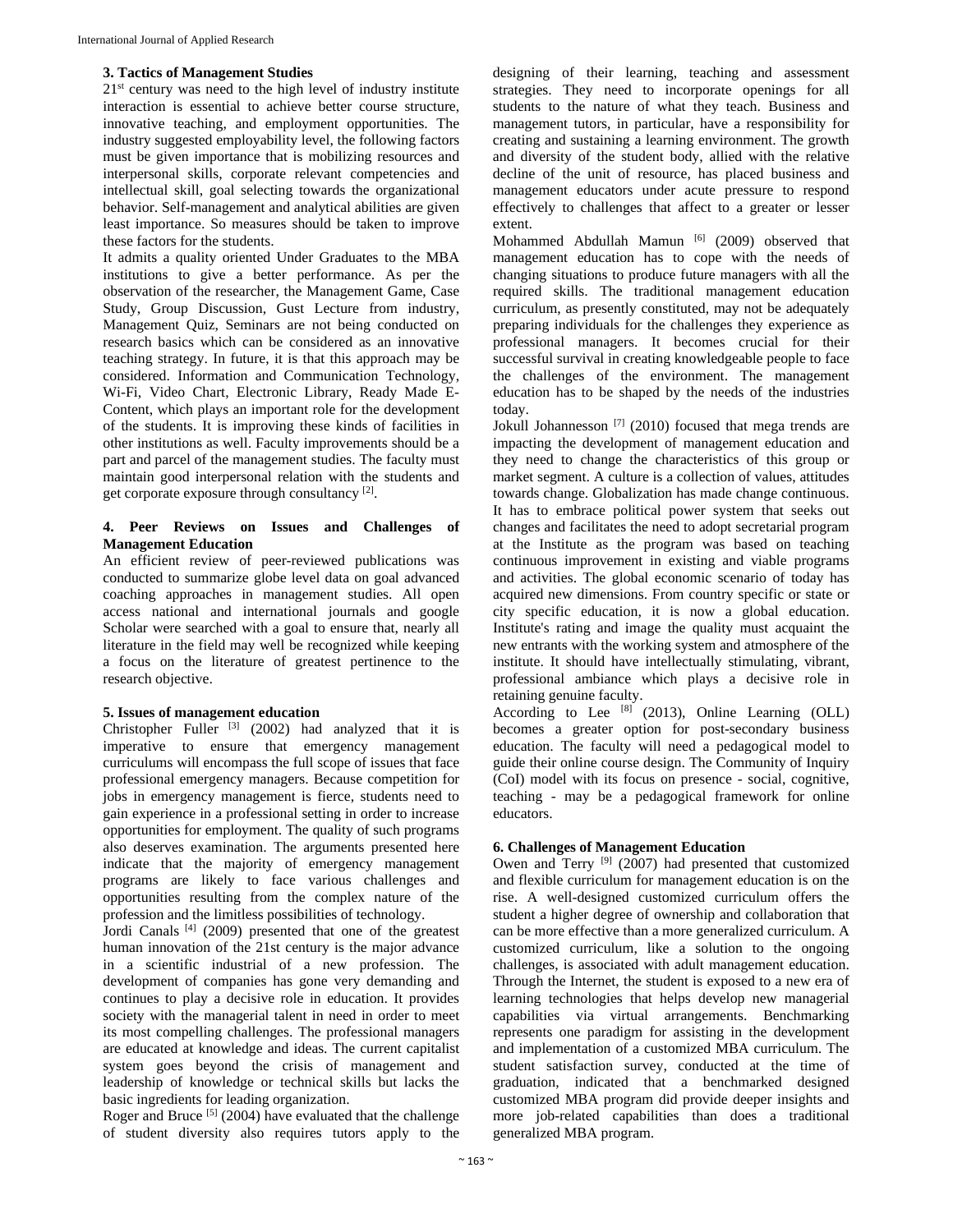### 3. Tactics of Management Studies

21st century was need to the high level of industry institute interaction is essential to achieve better course structure, innovative teaching, and employment opportunities. The industry suggested employability level, the following factors must be given importance that is mobilizing resources and interpersonal skills, corporate relevant competencies and intellectual skill, goal selecting towards the organizational behavior. Self-management and analytical abilities are given least importance. So measures should be taken to improve these factors for the students.

It admits a quality oriented Under Graduates to the MBA institutions to give a better performance. As per the observation of the researcher, the Management Game, Case Study, Group Discussion, Gust Lecture from industry, Management Quiz, Seminars are not being conducted on research basics which can be considered as an innovative teaching strategy. In future, it is that this approach may be considered. Information and Communication Technology, Wi-Fi, Video Chart, Electronic Library, Ready Made E-Content, which plays an important role for the development of the students. It is improving these kinds of facilities in other institutions as well. Faculty improvements should be a part and parcel of the management studies. The faculty must maintain good interpersonal relation with the students and get corporate exposure through consultancy [2].

### 4. Peer Reviews on Issues and Challenges of Management Education

An efficient review of peer-reviewed publications was conducted to summarize globe level data on goal advanced coaching approaches in management studies. All open access national and international journals and google Scholar were searched with a goal to ensure that, nearly all literature in the field may well be recognized while keeping a focus on the literature of greatest pertinence to the research objective.

### 5. Issues of management education

Christopher Fuller [3] (2002) had analyzed that it is imperative to ensure that emergency management curriculums will encompass the full scope of issues that face professional emergency managers. Because competition for jobs in emergency management is fierce, students need to gain experience in a professional setting in order to increase opportunities for employment. The quality of such programs also deserves examination. The arguments presented here indicate that the majority of emergency management programs are likely to face various challenges and opportunities resulting from the complex nature of the profession and the limitless possibilities of technology.

Jordi Canals [4] (2009) presented that one of the greatest human innovation of the 21st century is the major advance in a scientific industrial of a new profession. The development of companies has gone very demanding and continues to play a decisive role in education. It provides society with the managerial talent in need in order to meet its most compelling challenges. The professional managers are educated at knowledge and ideas. The current capitalist system goes beyond the crisis of management and leadership of knowledge or technical skills but lacks the basic ingredients for leading organization.

Roger and Bruce [5] (2004) have evaluated that the challenge of student diversity also requires tutors apply to the designing of their learning, teaching and assessment strategies. They need to incorporate openings for all students to the nature of what they teach. Business and management tutors, in particular, have a responsibility for creating and sustaining a learning environment. The growth and diversity of the student body, allied with the relative decline of the unit of resource, has placed business and management educators under acute pressure to respond effectively to challenges that affect to a greater or lesser extent.

Mohammed Abdullah Mamun [6] (2009) observed that management education has to cope with the needs of changing situations to produce future managers with all the required skills. The traditional management education curriculum, as presently constituted, may not be adequately preparing individuals for the challenges they experience as professional managers. It becomes crucial for their successful survival in creating knowledgeable people to face the challenges of the environment. The management education has to be shaped by the needs of the industries today.

Jokull Johannesson [7] (2010) focused that mega trends are impacting the development of management education and they need to change the characteristics of this group or market segment. A culture is a collection of values, attitudes towards change. Globalization has made change continuous. It has to embrace political power system that seeks out changes and facilitates the need to adopt secretarial program at the Institute as the program was based on teaching continuous improvement in existing and viable programs and activities. The global economic scenario of today has acquired new dimensions. From country specific or state or city specific education, it is now a global education. Institute's rating and image the quality must acquaint the new entrants with the working system and atmosphere of the institute. It should have intellectually stimulating, vibrant, professional ambiance which plays a decisive role in retaining genuine faculty.

According to Lee [8] (2013), Online Learning (OLL) becomes a greater option for post-secondary business education. The faculty will need a pedagogical model to guide their online course design. The Community of Inquiry (CoI) model with its focus on presence - social, cognitive, teaching - may be a pedagogical framework for online educators.

### 6. Challenges of Management Education

Owen and Terry [9] (2007) had presented that customized and flexible curriculum for management education is on the rise. A well-designed customized curriculum offers the student a higher degree of ownership and collaboration that can be more effective than a more generalized curriculum. A customized curriculum, like a solution to the ongoing challenges, is associated with adult management education. Through the Internet, the student is exposed to a new era of learning technologies that helps develop new managerial capabilities via virtual arrangements. Benchmarking represents one paradigm for assisting in the development and implementation of a customized MBA curriculum. The student satisfaction survey, conducted at the time of graduation, indicated that a benchmarked designed customized MBA program did provide deeper insights and more job-related capabilities than does a traditional generalized MBA program.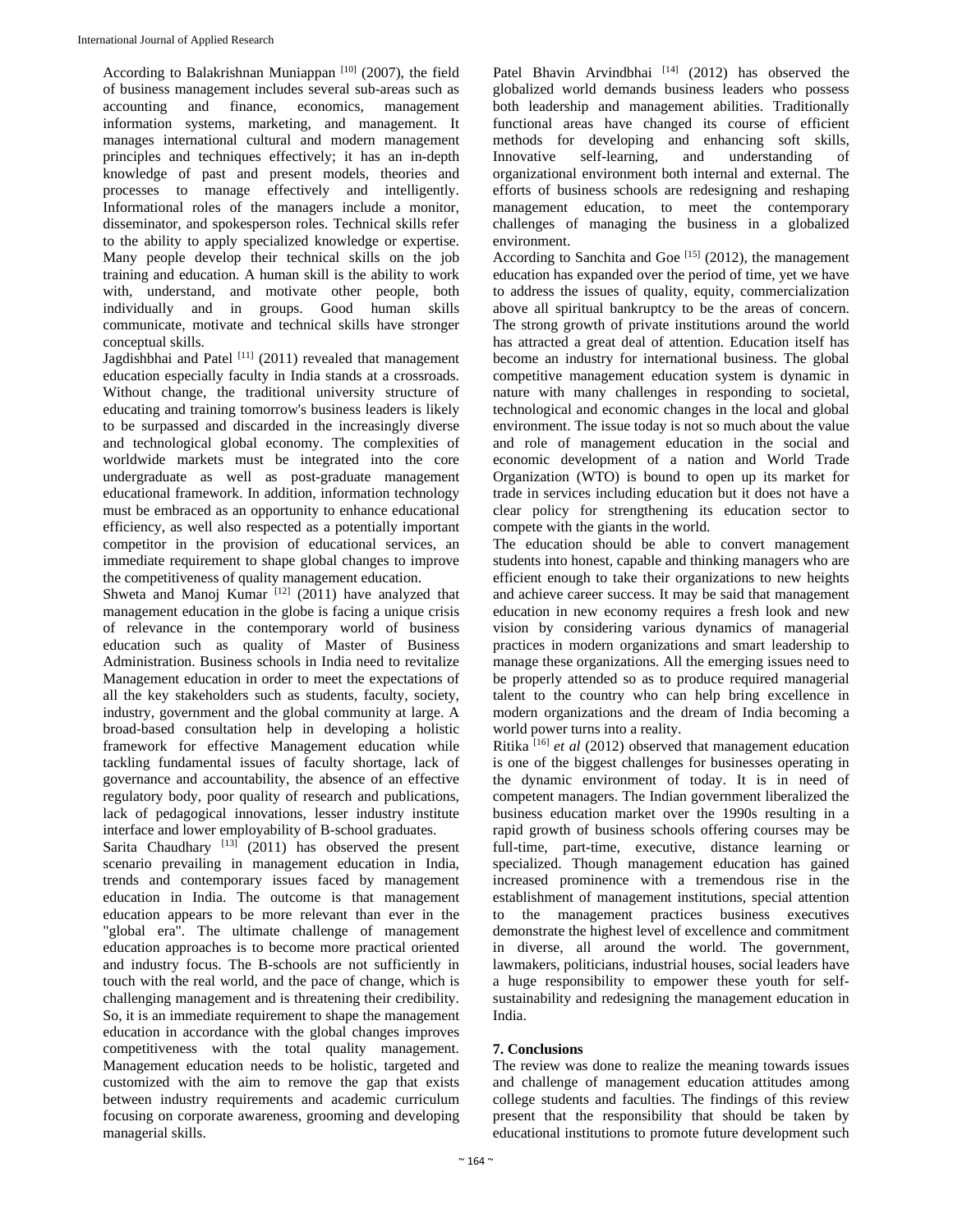According to Balakrishnan Muniappan [10] (2007), the field of business management includes several sub-areas such as accounting and finance, economics, management information systems, marketing, and management. It manages international cultural and modern management principles and techniques effectively; it has an in-depth knowledge of past and present models, theories and processes to manage effectively and intelligently. Informational roles of the managers include a monitor, disseminator, and spokesperson roles. Technical skills refer to the ability to apply specialized knowledge or expertise. Many people develop their technical skills on the job training and education. A human skill is the ability to work with, understand, and motivate other people, both individually and in groups. Good human skills communicate, motivate and technical skills have stronger conceptual skills.

Jagdishbhai and Patel [11] (2011) revealed that management education especially faculty in India stands at a crossroads. Without change, the traditional university structure of educating and training tomorrow's business leaders is likely to be surpassed and discarded in the increasingly diverse and technological global economy. The complexities of worldwide markets must be integrated into the core undergraduate as well as post-graduate management educational framework. In addition, information technology must be embraced as an opportunity to enhance educational efficiency, as well also respected as a potentially important competitor in the provision of educational services, an immediate requirement to shape global changes to improve the competitiveness of quality management education.

Shweta and Manoj Kumar [12] (2011) have analyzed that management education in the globe is facing a unique crisis of relevance in the contemporary world of business education such as quality of Master of Business Administration. Business schools in India need to revitalize Management education in order to meet the expectations of all the key stakeholders such as students, faculty, society, industry, government and the global community at large. A broad-based consultation help in developing a holistic framework for effective Management education while tackling fundamental issues of faculty shortage, lack of governance and accountability, the absence of an effective regulatory body, poor quality of research and publications, lack of pedagogical innovations, lesser industry institute interface and lower employability of B-school graduates.

Sarita Chaudhary [13] (2011) has observed the present scenario prevailing in management education in India, trends and contemporary issues faced by management education in India. The outcome is that management education appears to be more relevant than ever in the "global era". The ultimate challenge of management education approaches is to become more practical oriented and industry focus. The B-schools are not sufficiently in touch with the real world, and the pace of change, which is challenging management and is threatening their credibility. So, it is an immediate requirement to shape the management education in accordance with the global changes improves competitiveness with the total quality management. Management education needs to be holistic, targeted and customized with the aim to remove the gap that exists between industry requirements and academic curriculum focusing on corporate awareness, grooming and developing managerial skills.

Patel Bhavin Arvindbhai [14] (2012) has observed the globalized world demands business leaders who possess both leadership and management abilities. Traditionally functional areas have changed its course of efficient methods for developing and enhancing soft skills, Innovative self-learning, and understanding of organizational environment both internal and external. The efforts of business schools are redesigning and reshaping management education, to meet the contemporary challenges of managing the business in a globalized environment.

According to Sanchita and Goe [15] (2012), the management education has expanded over the period of time, yet we have to address the issues of quality, equity, commercialization above all spiritual bankruptcy to be the areas of concern. The strong growth of private institutions around the world has attracted a great deal of attention. Education itself has become an industry for international business. The global competitive management education system is dynamic in nature with many challenges in responding to societal, technological and economic changes in the local and global environment. The issue today is not so much about the value and role of management education in the social and economic development of a nation and World Trade Organization (WTO) is bound to open up its market for trade in services including education but it does not have a clear policy for strengthening its education sector to compete with the giants in the world.

The education should be able to convert management students into honest, capable and thinking managers who are efficient enough to take their organizations to new heights and achieve career success. It may be said that management education in new economy requires a fresh look and new vision by considering various dynamics of managerial practices in modern organizations and smart leadership to manage these organizations. All the emerging issues need to be properly attended so as to produce required managerial talent to the country who can help bring excellence in modern organizations and the dream of India becoming a world power turns into a reality.

Ritika [16] *et al* (2012) observed that management education is one of the biggest challenges for businesses operating in the dynamic environment of today. It is in need of competent managers. The Indian government liberalized the business education market over the 1990s resulting in a rapid growth of business schools offering courses may be full-time, part-time, executive, distance learning or specialized. Though management education has gained increased prominence with a tremendous rise in the establishment of management institutions, special attention to the management practices business executives demonstrate the highest level of excellence and commitment in diverse, all around the world. The government, lawmakers, politicians, industrial houses, social leaders have a huge responsibility to empower these youth for self-sustainability and redesigning the management education in India.

## 7. Conclusions

The review was done to realize the meaning towards issues and challenge of management education attitudes among college students and faculties. The findings of this review present that the responsibility that should be taken by educational institutions to promote future development such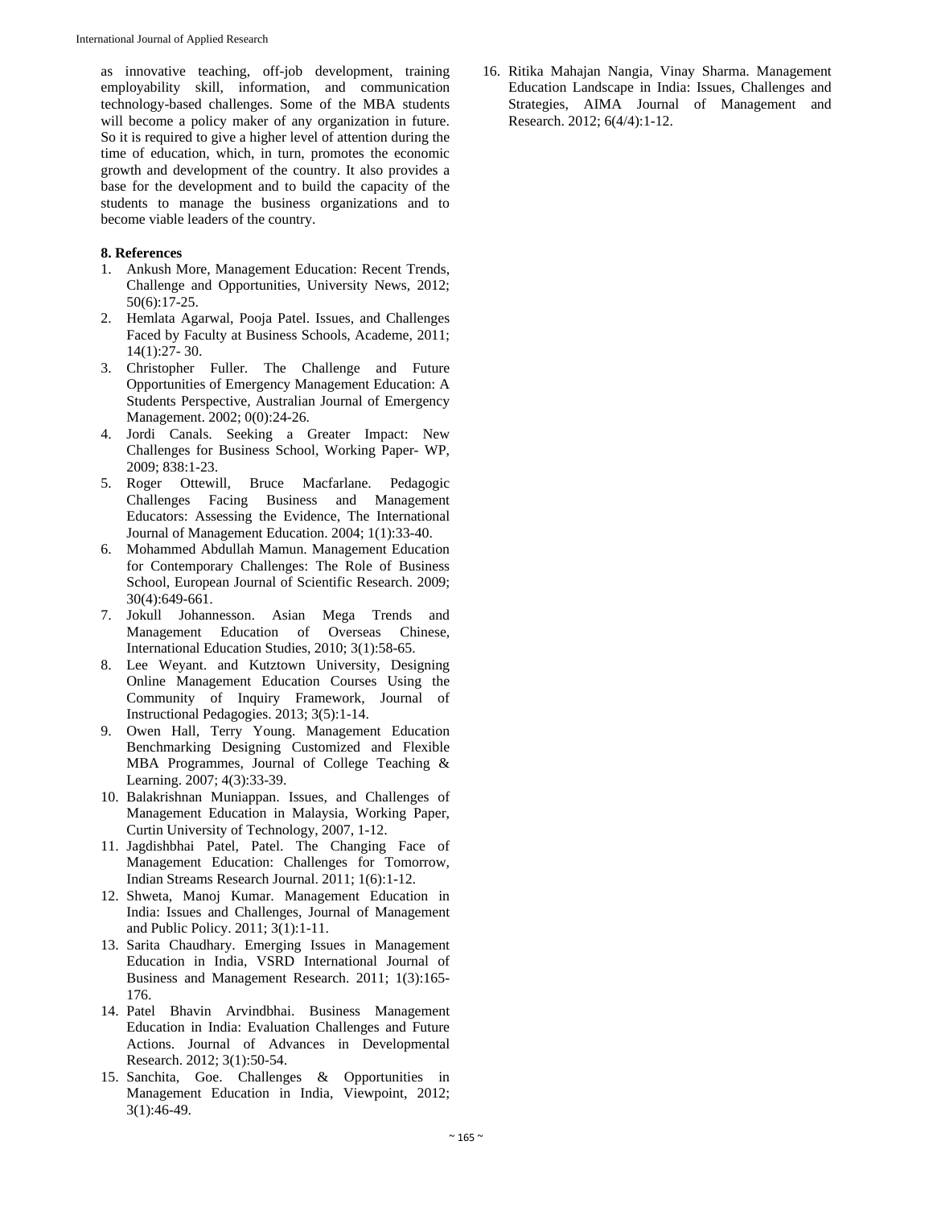as innovative teaching, off-job development, training employability skill, information, and communication technology-based challenges. Some of the MBA students will become a policy maker of any organization in future. So it is required to give a higher level of attention during the time of education, which, in turn, promotes the economic growth and development of the country. It also provides a base for the development and to build the capacity of the students to manage the business organizations and to become viable leaders of the country.

## 8. References

1. Ankush More, Management Education: Recent Trends, Challenge and Opportunities, University News, 2012; 50(6):17-25.
2. Hemlata Agarwal, Pooja Patel. Issues, and Challenges Faced by Faculty at Business Schools, Academe, 2011; 14(1):27- 30.
3. Christopher Fuller. The Challenge and Future Opportunities of Emergency Management Education: A Students Perspective, Australian Journal of Emergency Management. 2002; 0(0):24-26.
4. Jordi Canals. Seeking a Greater Impact: New Challenges for Business School, Working Paper- WP, 2009; 838:1-23.
5. Roger Ottewill, Bruce Macfarlane. Pedagogic Challenges Facing Business and Management Educators: Assessing the Evidence, The International Journal of Management Education. 2004; 1(1):33-40.
6. Mohammed Abdullah Mamun. Management Education for Contemporary Challenges: The Role of Business School, European Journal of Scientific Research. 2009; 30(4):649-661.
7. Jokull Johannesson. Asian Mega Trends and Management Education of Overseas Chinese, International Education Studies, 2010; 3(1):58-65.
8. Lee Weyant. and Kutztown University, Designing Online Management Education Courses Using the Community of Inquiry Framework, Journal of Instructional Pedagogies. 2013; 3(5):1-14.
9. Owen Hall, Terry Young. Management Education Benchmarking Designing Customized and Flexible MBA Programmes, Journal of College Teaching & Learning. 2007; 4(3):33-39.
10. Balakrishnan Muniappan. Issues, and Challenges of Management Education in Malaysia, Working Paper, Curtin University of Technology, 2007, 1-12.
11. Jagdishbhai Patel, Patel. The Changing Face of Management Education: Challenges for Tomorrow, Indian Streams Research Journal. 2011; 1(6):1-12.
12. Shweta, Manoj Kumar. Management Education in India: Issues and Challenges, Journal of Management and Public Policy. 2011; 3(1):1-11.
13. Sarita Chaudhary. Emerging Issues in Management Education in India, VSRD International Journal of Business and Management Research. 2011; 1(3):165-176.
14. Patel Bhavin Arvindbhai. Business Management Education in India: Evaluation Challenges and Future Actions. Journal of Advances in Developmental Research. 2012; 3(1):50-54.
15. Sanchita, Goe. Challenges & Opportunities in Management Education in India, Viewpoint, 2012; 3(1):46-49.
16. Ritika Mahajan Nangia, Vinay Sharma. Management Education Landscape in India: Issues, Challenges and Strategies, AIMA Journal of Management and Research. 2012; 6(4/4):1-12.